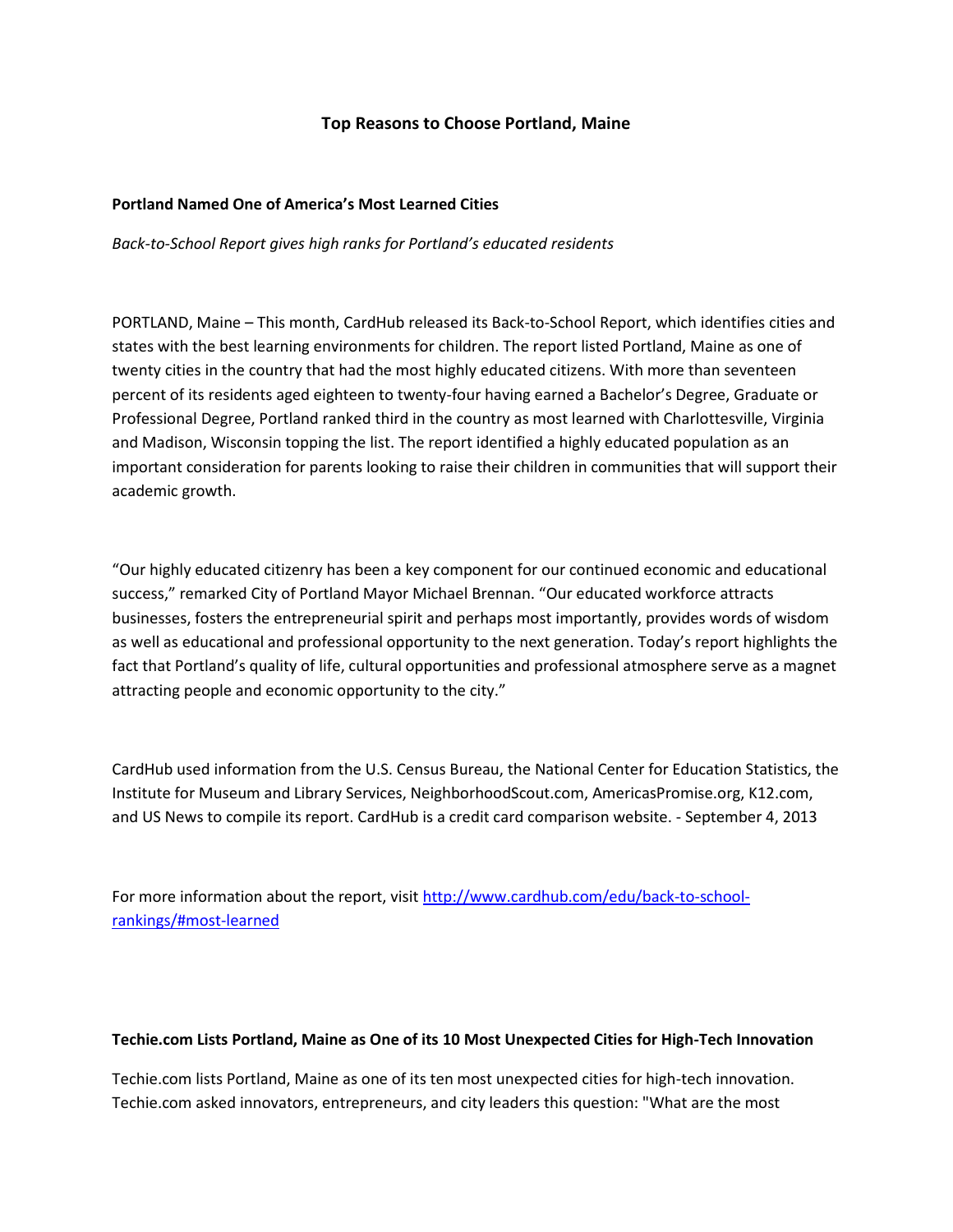# Top Reasons to Choose Portland, Maine

## Portland Named One of America's Most Learned Cities

*Back-to-School Report gives high ranks for Portland's educated residents*

PORTLAND, Maine – This month, CardHub released its Back-to-School Report, which identifies cities and states with the best learning environments for children. The report listed Portland, Maine as one of twenty cities in the country that had the most highly educated citizens. With more than seventeen percent of its residents aged eighteen to twenty-four having earned a Bachelor's Degree, Graduate or Professional Degree, Portland ranked third in the country as most learned with Charlottesville, Virginia and Madison, Wisconsin topping the list. The report identified a highly educated population as an important consideration for parents looking to raise their children in communities that will support their academic growth.

"Our highly educated citizenry has been a key component for our continued economic and educational success," remarked City of Portland Mayor Michael Brennan. "Our educated workforce attracts businesses, fosters the entrepreneurial spirit and perhaps most importantly, provides words of wisdom as well as educational and professional opportunity to the next generation. Today's report highlights the fact that Portland's quality of life, cultural opportunities and professional atmosphere serve as a magnet attracting people and economic opportunity to the city."

CardHub used information from the U.S. Census Bureau, the National Center for Education Statistics, the Institute for Museum and Library Services, NeighborhoodScout.com, AmericasPromise.org, K12.com, and US News to compile its report. CardHub is a credit card comparison website. - September 4, 2013

For more information about the report, visit [http://www.cardhub.com/edu/back-to-school-rankings/#most-learned](http://www.cardhub.com/edu/back-to-school-rankings/#most-learned)

## Techie.com Lists Portland, Maine as One of its 10 Most Unexpected Cities for High-Tech Innovation

Techie.com lists Portland, Maine as one of its ten most unexpected cities for high-tech innovation. Techie.com asked innovators, entrepreneurs, and city leaders this question: "What are the most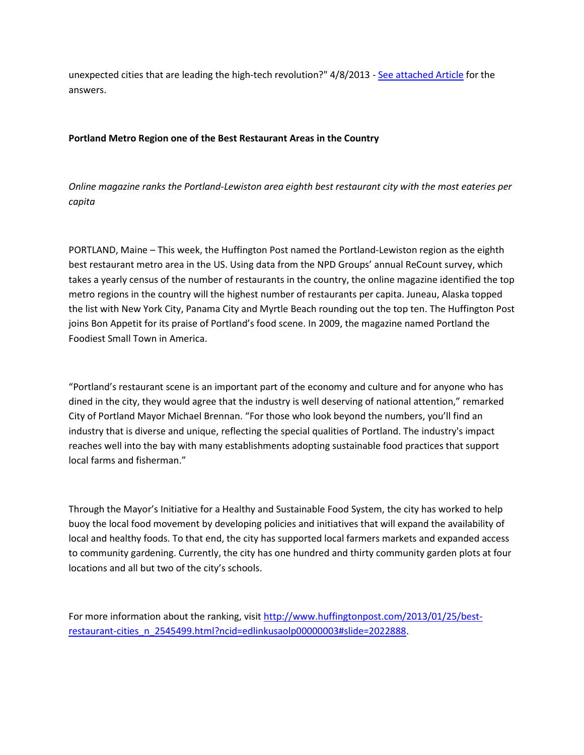unexpected cities that are leading the high-tech revolution?" 4/8/2013 - See attached Article for the answers.

**Portland Metro Region one of the Best Restaurant Areas in the Country**

*Online magazine ranks the Portland-Lewiston area eighth best restaurant city with the most eateries per capita*

PORTLAND, Maine – This week, the Huffington Post named the Portland-Lewiston region as the eighth best restaurant metro area in the US. Using data from the NPD Groups' annual ReCount survey, which takes a yearly census of the number of restaurants in the country, the online magazine identified the top metro regions in the country will the highest number of restaurants per capita. Juneau, Alaska topped the list with New York City, Panama City and Myrtle Beach rounding out the top ten. The Huffington Post joins Bon Appetit for its praise of Portland's food scene. In 2009, the magazine named Portland the Foodiest Small Town in America.

"Portland's restaurant scene is an important part of the economy and culture and for anyone who has dined in the city, they would agree that the industry is well deserving of national attention," remarked City of Portland Mayor Michael Brennan. "For those who look beyond the numbers, you'll find an industry that is diverse and unique, reflecting the special qualities of Portland. The industry's impact reaches well into the bay with many establishments adopting sustainable food practices that support local farms and fisherman."

Through the Mayor's Initiative for a Healthy and Sustainable Food System, the city has worked to help buoy the local food movement by developing policies and initiatives that will expand the availability of local and healthy foods. To that end, the city has supported local farmers markets and expanded access to community gardening. Currently, the city has one hundred and thirty community garden plots at four locations and all but two of the city's schools.

For more information about the ranking, visit http://www.huffingtonpost.com/2013/01/25/best-restaurant-cities_n_2545499.html?ncid=edlinkusaolp00000003#slide=2022888.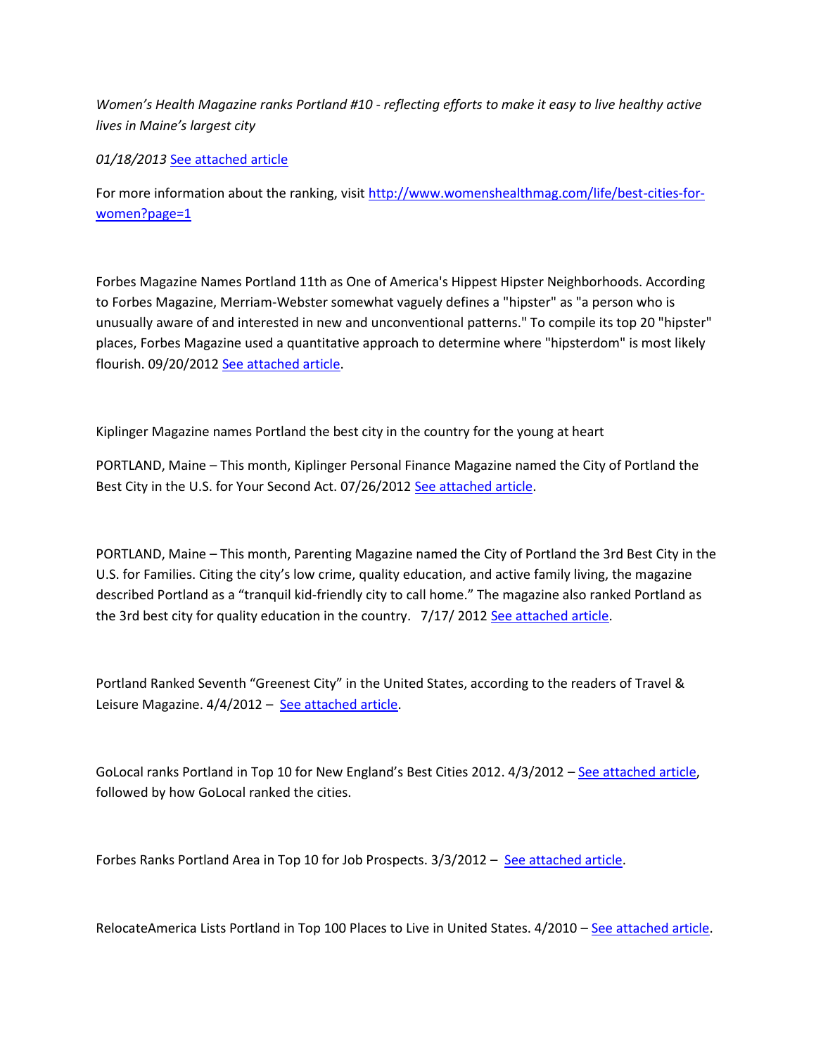*Women's Health Magazine ranks Portland #10 - reflecting efforts to make it easy to live healthy active lives in Maine's largest city*

*01/18/2013* [See attached article]

For more information about the ranking, visit [http://www.womenshealthmag.com/life/best-cities-for-women?page=1](http://www.womenshealthmag.com/life/best-cities-for-women?page=1)

Forbes Magazine Names Portland 11th as One of America's Hippest Hipster Neighborhoods. According to Forbes Magazine, Merriam-Webster somewhat vaguely defines a "hipster" as "a person who is unusually aware of and interested in new and unconventional patterns." To compile its top 20 "hipster" places, Forbes Magazine used a quantitative approach to determine where "hipsterdom" is most likely flourish. 09/20/2012 [See attached article].

Kiplinger Magazine names Portland the best city in the country for the young at heart

PORTLAND, Maine – This month, Kiplinger Personal Finance Magazine named the City of Portland the Best City in the U.S. for Your Second Act. 07/26/2012 [See attached article].

PORTLAND, Maine – This month, Parenting Magazine named the City of Portland the 3rd Best City in the U.S. for Families. Citing the city's low crime, quality education, and active family living, the magazine described Portland as a "tranquil kid-friendly city to call home." The magazine also ranked Portland as the 3rd best city for quality education in the country. 7/17/ 2012 [See attached article].

Portland Ranked Seventh "Greenest City" in the United States, according to the readers of Travel & Leisure Magazine. 4/4/2012 – [See attached article].

GoLocal ranks Portland in Top 10 for New England's Best Cities 2012. 4/3/2012 – [See attached article], followed by how GoLocal ranked the cities.

Forbes Ranks Portland Area in Top 10 for Job Prospects. 3/3/2012 – [See attached article].

RelocateAmerica Lists Portland in Top 100 Places to Live in United States. 4/2010 – [See attached article].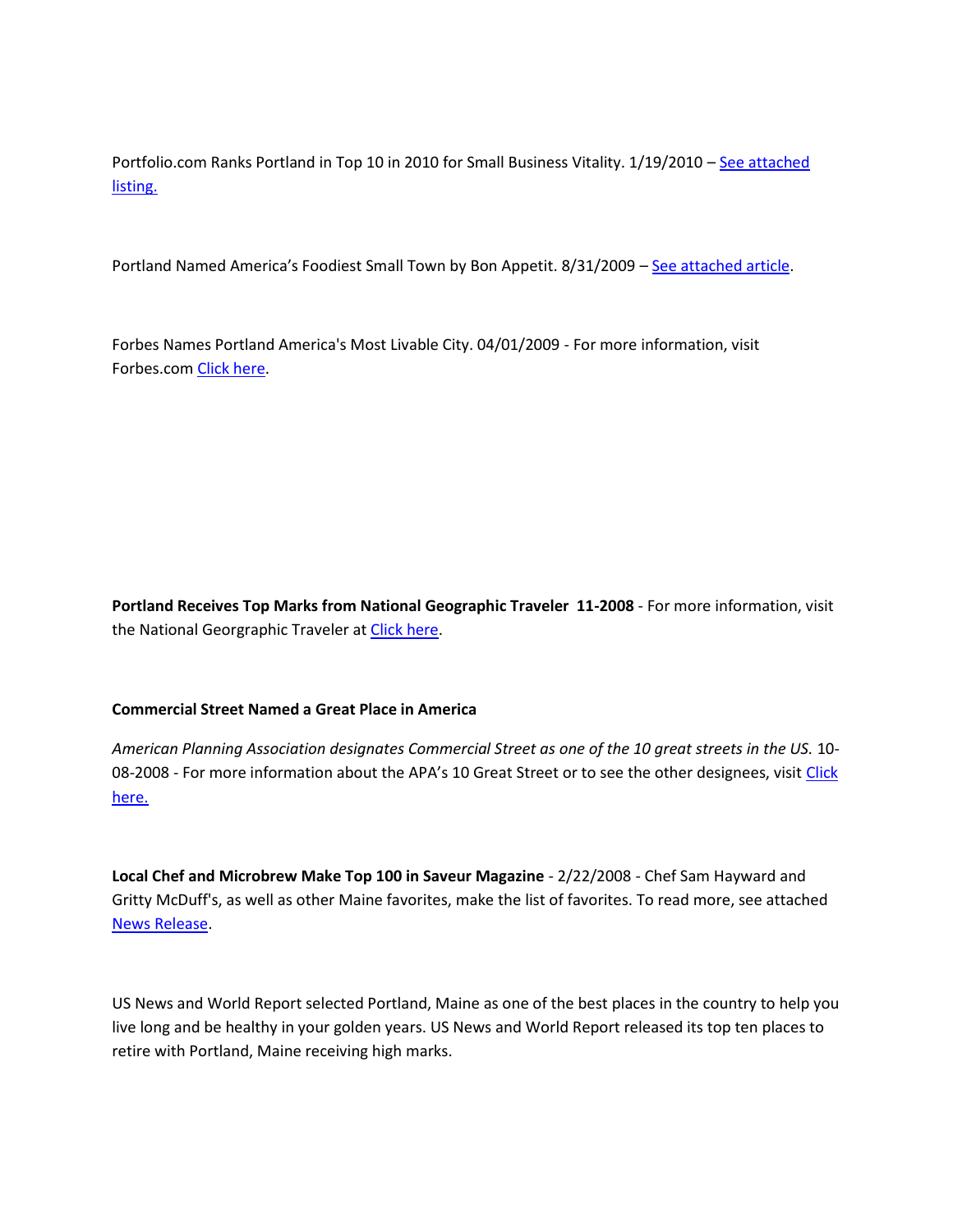Portfolio.com Ranks Portland in Top 10 in 2010 for Small Business Vitality. 1/19/2010 – See attached listing.

Portland Named America's Foodiest Small Town by Bon Appetit. 8/31/2009 – See attached article.

Forbes Names Portland America's Most Livable City. 04/01/2009 - For more information, visit Forbes.com Click here.

**Portland Receives Top Marks from National Geographic Traveler 11-2008** - For more information, visit the National Georgraphic Traveler at Click here.

**Commercial Street Named a Great Place in America**

*American Planning Association designates Commercial Street as one of the 10 great streets in the US.* 10-08-2008 - For more information about the APA's 10 Great Street or to see the other designees, visit Click here.

**Local Chef and Microbrew Make Top 100 in Saveur Magazine** - 2/22/2008 - Chef Sam Hayward and Gritty McDuff's, as well as other Maine favorites, make the list of favorites. To read more, see attached News Release.

US News and World Report selected Portland, Maine as one of the best places in the country to help you live long and be healthy in your golden years. US News and World Report released its top ten places to retire with Portland, Maine receiving high marks.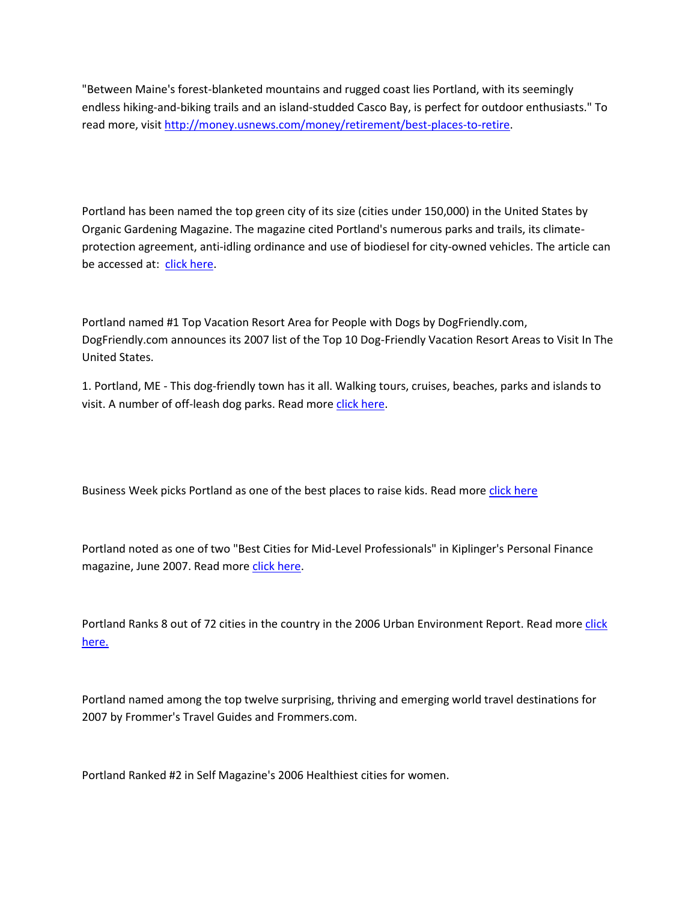"Between Maine's forest-blanketed mountains and rugged coast lies Portland, with its seemingly endless hiking-and-biking trails and an island-studded Casco Bay, is perfect for outdoor enthusiasts." To read more, visit http://money.usnews.com/money/retirement/best-places-to-retire.

Portland has been named the top green city of its size (cities under 150,000) in the United States by Organic Gardening Magazine. The magazine cited Portland's numerous parks and trails, its climate-protection agreement, anti-idling ordinance and use of biodiesel for city-owned vehicles. The article can be accessed at: click here.

Portland named #1 Top Vacation Resort Area for People with Dogs by DogFriendly.com, DogFriendly.com announces its 2007 list of the Top 10 Dog-Friendly Vacation Resort Areas to Visit In The United States.

1. Portland, ME - This dog-friendly town has it all. Walking tours, cruises, beaches, parks and islands to visit. A number of off-leash dog parks. Read more click here.

Business Week picks Portland as one of the best places to raise kids. Read more click here

Portland noted as one of two "Best Cities for Mid-Level Professionals" in Kiplinger's Personal Finance magazine, June 2007. Read more click here.

Portland Ranks 8 out of 72 cities in the country in the 2006 Urban Environment Report. Read more click here.

Portland named among the top twelve surprising, thriving and emerging world travel destinations for 2007 by Frommer's Travel Guides and Frommers.com.

Portland Ranked #2 in Self Magazine's 2006 Healthiest cities for women.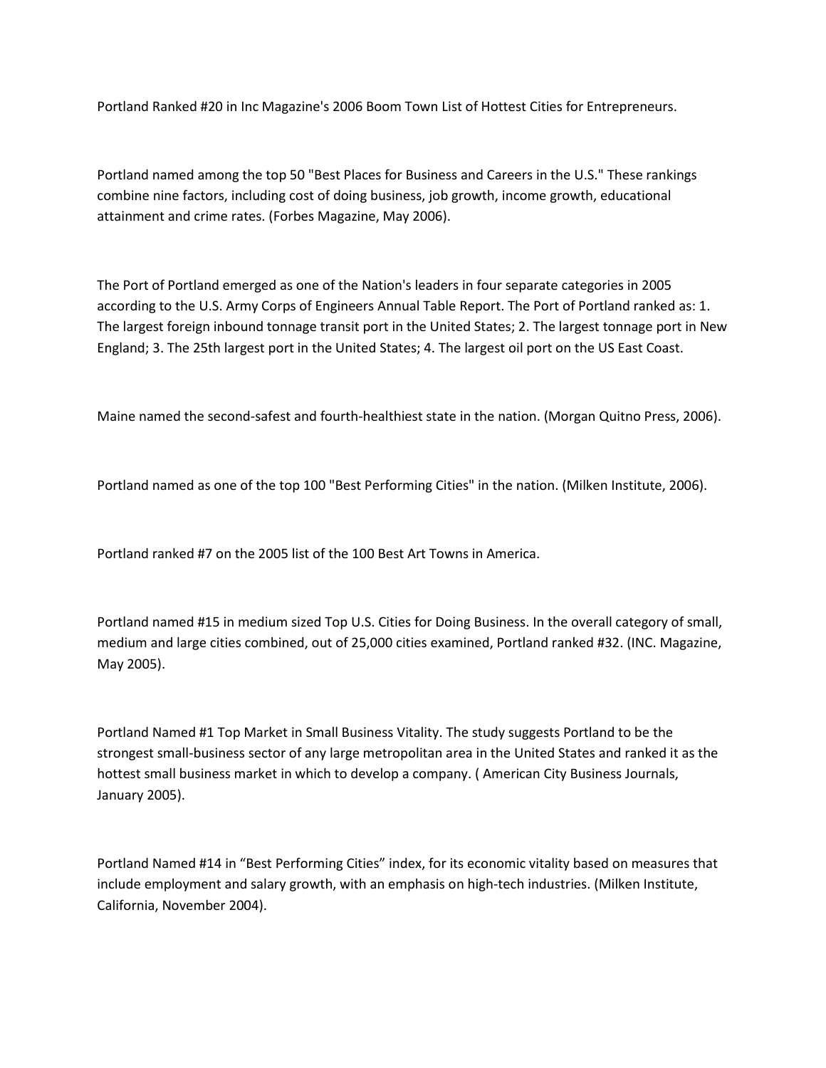Portland Ranked #20 in Inc Magazine's 2006 Boom Town List of Hottest Cities for Entrepreneurs.

Portland named among the top 50 "Best Places for Business and Careers in the U.S." These rankings combine nine factors, including cost of doing business, job growth, income growth, educational attainment and crime rates. (Forbes Magazine, May 2006).

The Port of Portland emerged as one of the Nation's leaders in four separate categories in 2005 according to the U.S. Army Corps of Engineers Annual Table Report. The Port of Portland ranked as: 1. The largest foreign inbound tonnage transit port in the United States; 2. The largest tonnage port in New England; 3. The 25th largest port in the United States; 4. The largest oil port on the US East Coast.

Maine named the second-safest and fourth-healthiest state in the nation. (Morgan Quitno Press, 2006).

Portland named as one of the top 100 "Best Performing Cities" in the nation. (Milken Institute, 2006).

Portland ranked #7 on the 2005 list of the 100 Best Art Towns in America.

Portland named #15 in medium sized Top U.S. Cities for Doing Business. In the overall category of small, medium and large cities combined, out of 25,000 cities examined, Portland ranked #32. (INC. Magazine, May 2005).

Portland Named #1 Top Market in Small Business Vitality. The study suggests Portland to be the strongest small-business sector of any large metropolitan area in the United States and ranked it as the hottest small business market in which to develop a company. ( American City Business Journals, January 2005).

Portland Named #14 in “Best Performing Cities” index, for its economic vitality based on measures that include employment and salary growth, with an emphasis on high-tech industries. (Milken Institute, California, November 2004).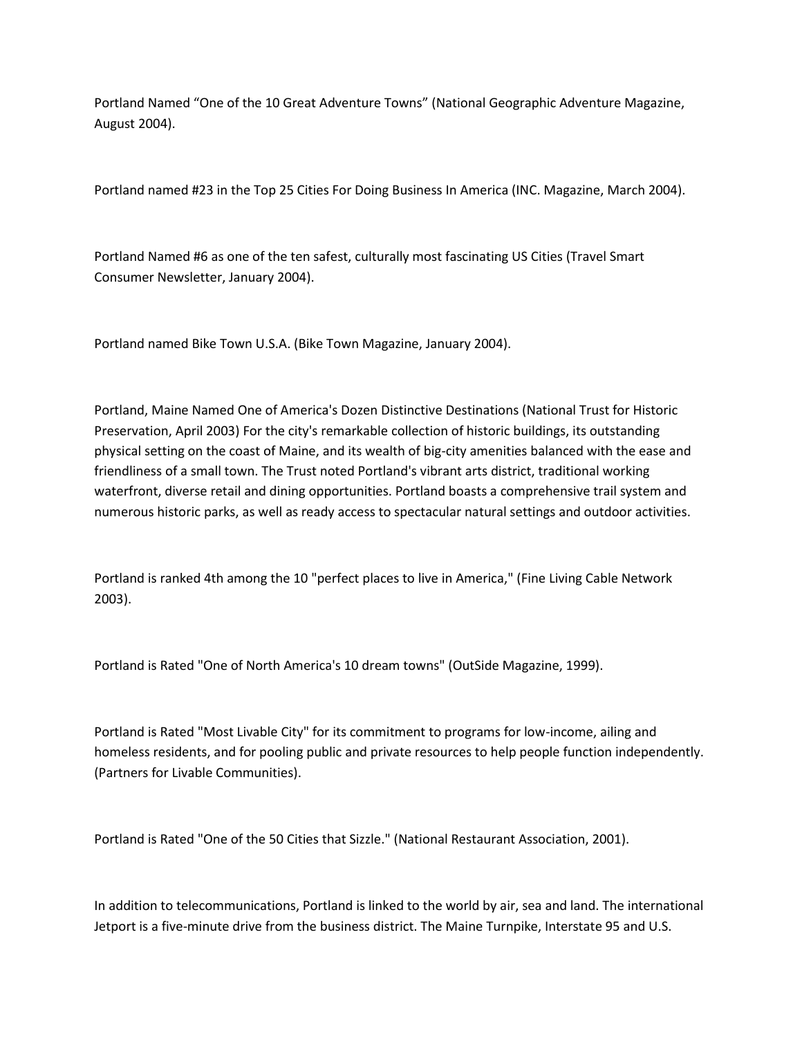Portland Named “One of the 10 Great Adventure Towns” (National Geographic Adventure Magazine, August 2004).

Portland named #23 in the Top 25 Cities For Doing Business In America (INC. Magazine, March 2004).

Portland Named #6 as one of the ten safest, culturally most fascinating US Cities (Travel Smart Consumer Newsletter, January 2004).

Portland named Bike Town U.S.A. (Bike Town Magazine, January 2004).

Portland, Maine Named One of America's Dozen Distinctive Destinations (National Trust for Historic Preservation, April 2003) For the city's remarkable collection of historic buildings, its outstanding physical setting on the coast of Maine, and its wealth of big-city amenities balanced with the ease and friendliness of a small town. The Trust noted Portland's vibrant arts district, traditional working waterfront, diverse retail and dining opportunities. Portland boasts a comprehensive trail system and numerous historic parks, as well as ready access to spectacular natural settings and outdoor activities.

Portland is ranked 4th among the 10 "perfect places to live in America," (Fine Living Cable Network 2003).

Portland is Rated "One of North America's 10 dream towns" (OutSide Magazine, 1999).

Portland is Rated "Most Livable City" for its commitment to programs for low-income, ailing and homeless residents, and for pooling public and private resources to help people function independently. (Partners for Livable Communities).

Portland is Rated "One of the 50 Cities that Sizzle." (National Restaurant Association, 2001).

In addition to telecommunications, Portland is linked to the world by air, sea and land. The international Jetport is a five-minute drive from the business district. The Maine Turnpike, Interstate 95 and U.S.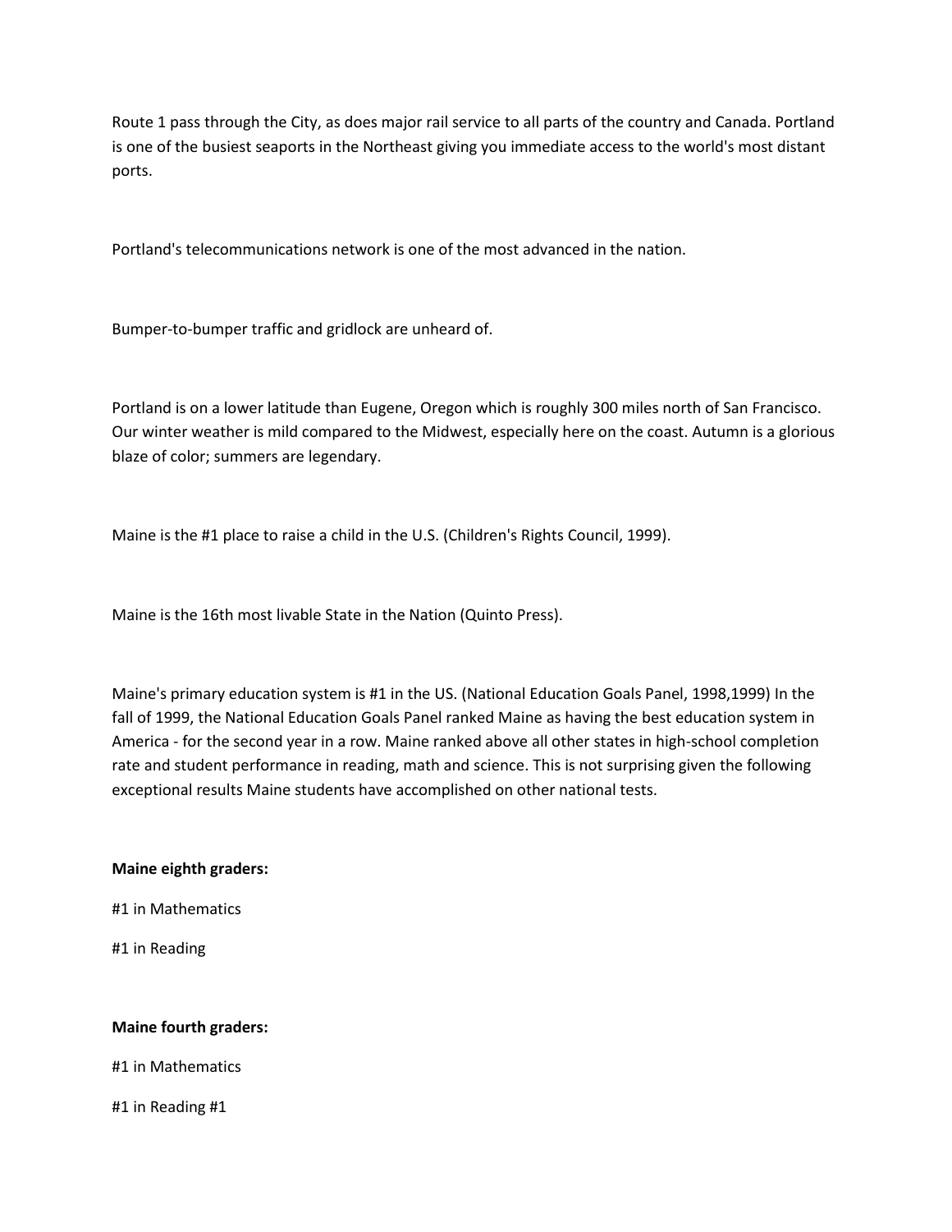Route 1 pass through the City, as does major rail service to all parts of the country and Canada. Portland is one of the busiest seaports in the Northeast giving you immediate access to the world's most distant ports.

Portland's telecommunications network is one of the most advanced in the nation.

Bumper-to-bumper traffic and gridlock are unheard of.

Portland is on a lower latitude than Eugene, Oregon which is roughly 300 miles north of San Francisco. Our winter weather is mild compared to the Midwest, especially here on the coast. Autumn is a glorious blaze of color; summers are legendary.

Maine is the #1 place to raise a child in the U.S. (Children's Rights Council, 1999).

Maine is the 16th most livable State in the Nation (Quinto Press).

Maine's primary education system is #1 in the US. (National Education Goals Panel, 1998,1999) In the fall of 1999, the National Education Goals Panel ranked Maine as having the best education system in America - for the second year in a row. Maine ranked above all other states in high-school completion rate and student performance in reading, math and science. This is not surprising given the following exceptional results Maine students have accomplished on other national tests.

**Maine eighth graders:**

#1 in Mathematics

#1 in Reading

**Maine fourth graders:**

#1 in Mathematics

#1 in Reading #1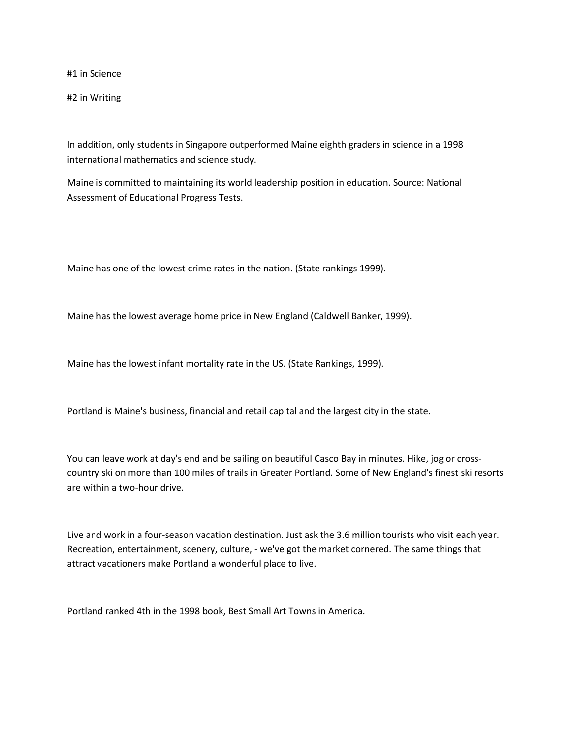#1 in Science

#2 in Writing

In addition, only students in Singapore outperformed Maine eighth graders in science in a 1998 international mathematics and science study.

Maine is committed to maintaining its world leadership position in education. Source: National Assessment of Educational Progress Tests.

Maine has one of the lowest crime rates in the nation. (State rankings 1999).

Maine has the lowest average home price in New England (Caldwell Banker, 1999).

Maine has the lowest infant mortality rate in the US. (State Rankings, 1999).

Portland is Maine's business, financial and retail capital and the largest city in the state.

You can leave work at day's end and be sailing on beautiful Casco Bay in minutes. Hike, jog or cross-country ski on more than 100 miles of trails in Greater Portland. Some of New England's finest ski resorts are within a two-hour drive.

Live and work in a four-season vacation destination. Just ask the 3.6 million tourists who visit each year. Recreation, entertainment, scenery, culture, - we've got the market cornered. The same things that attract vacationers make Portland a wonderful place to live.

Portland ranked 4th in the 1998 book, Best Small Art Towns in America.